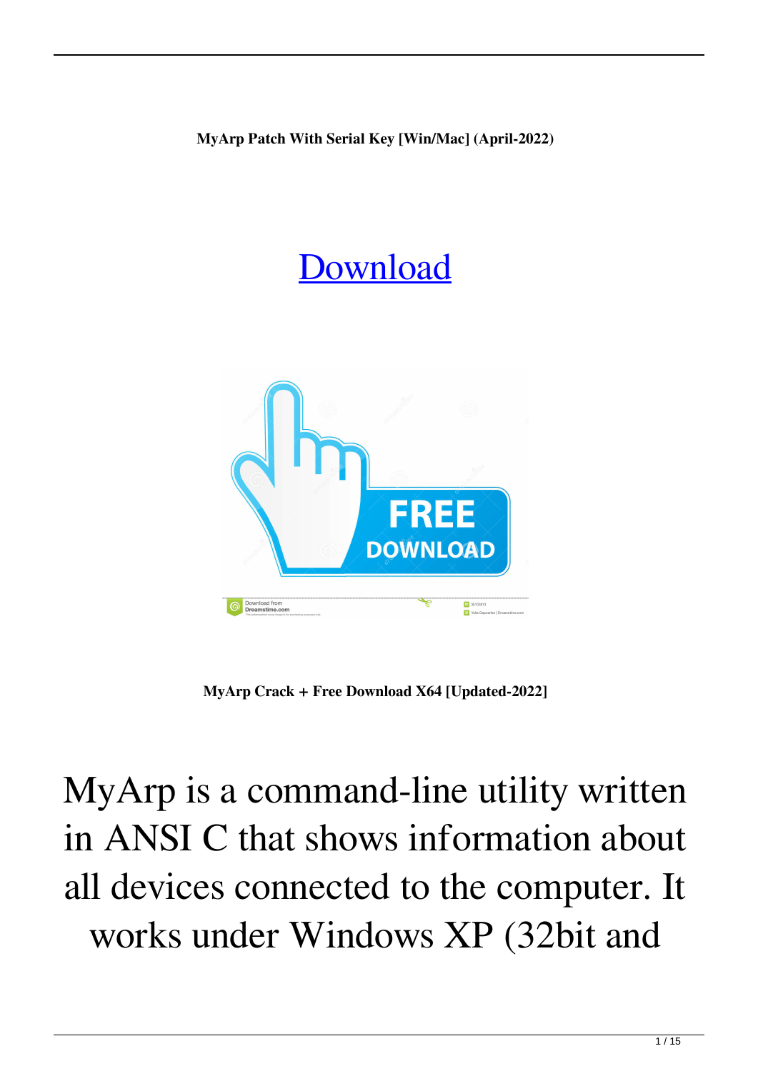**MyArp Patch With Serial Key [Win/Mac] (April-2022)**

[Download](#)

**MyArp Crack + Free Download X64 [Updated-2022]**

MyArp is a command-line utility written in ANSI C that shows information about all devices connected to the computer. It works under Windows XP (32bit and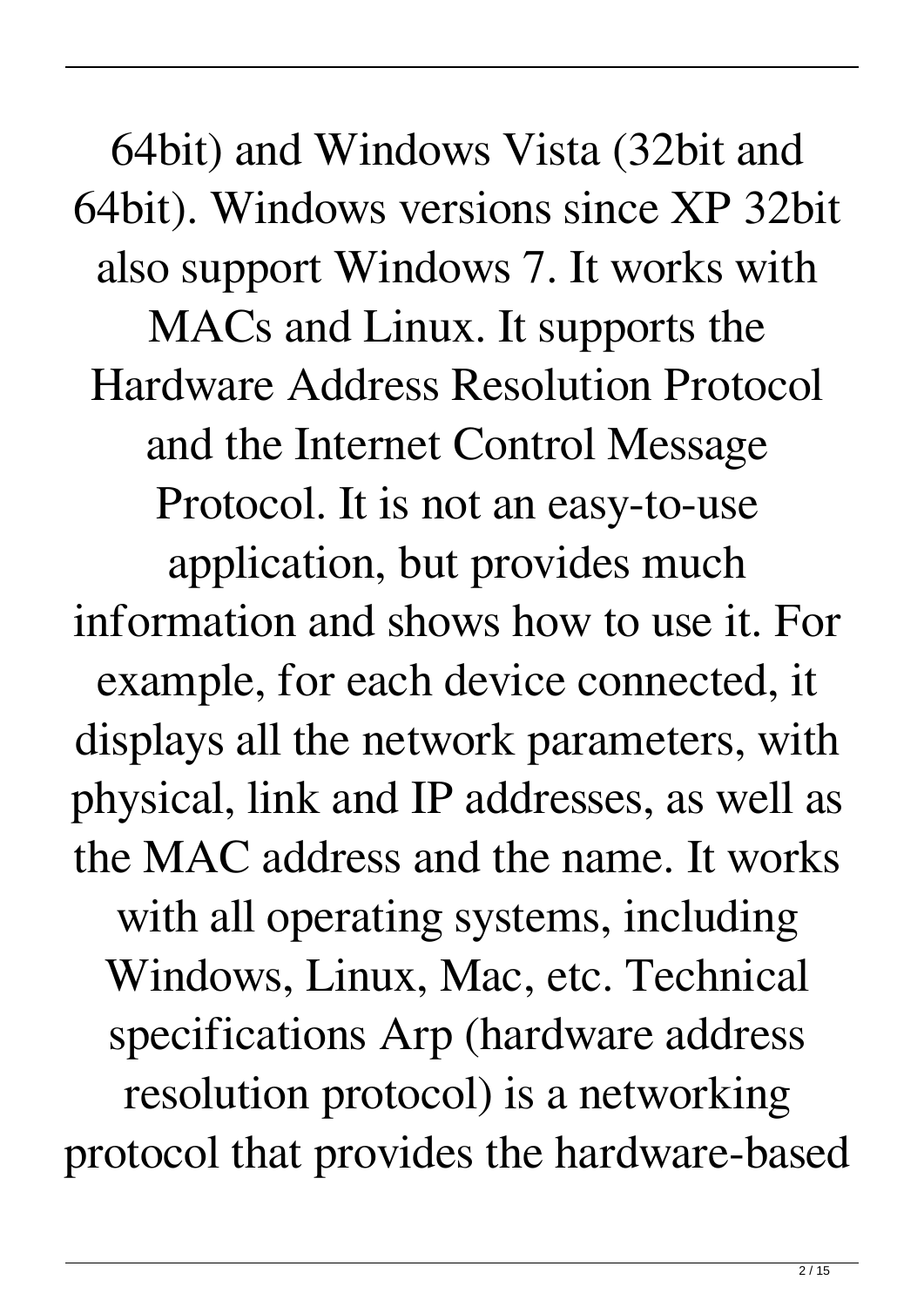64bit) and Windows Vista (32bit and 64bit). Windows versions since XP 32bit also support Windows 7. It works with MACs and Linux. It supports the Hardware Address Resolution Protocol and the Internet Control Message Protocol. It is not an easy-to-use application, but provides much information and shows how to use it. For example, for each device connected, it displays all the network parameters, with physical, link and IP addresses, as well as the MAC address and the name. It works with all operating systems, including Windows, Linux, Mac, etc. Technical specifications Arp (hardware address resolution protocol) is a networking protocol that provides the hardware-based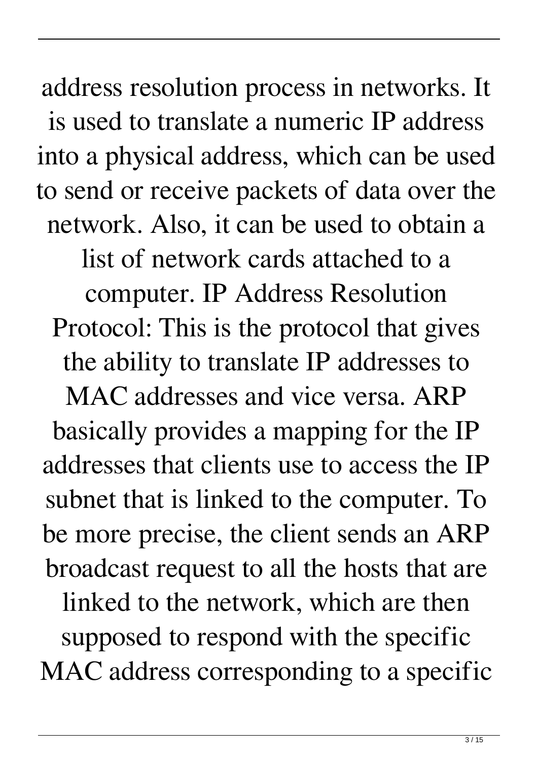address resolution process in networks. It is used to translate a numeric IP address into a physical address, which can be used to send or receive packets of data over the network. Also, it can be used to obtain a list of network cards attached to a computer. IP Address Resolution Protocol: This is the protocol that gives the ability to translate IP addresses to MAC addresses and vice versa. ARP basically provides a mapping for the IP addresses that clients use to access the IP subnet that is linked to the computer. To be more precise, the client sends an ARP broadcast request to all the hosts that are linked to the network, which are then supposed to respond with the specific MAC address corresponding to a specific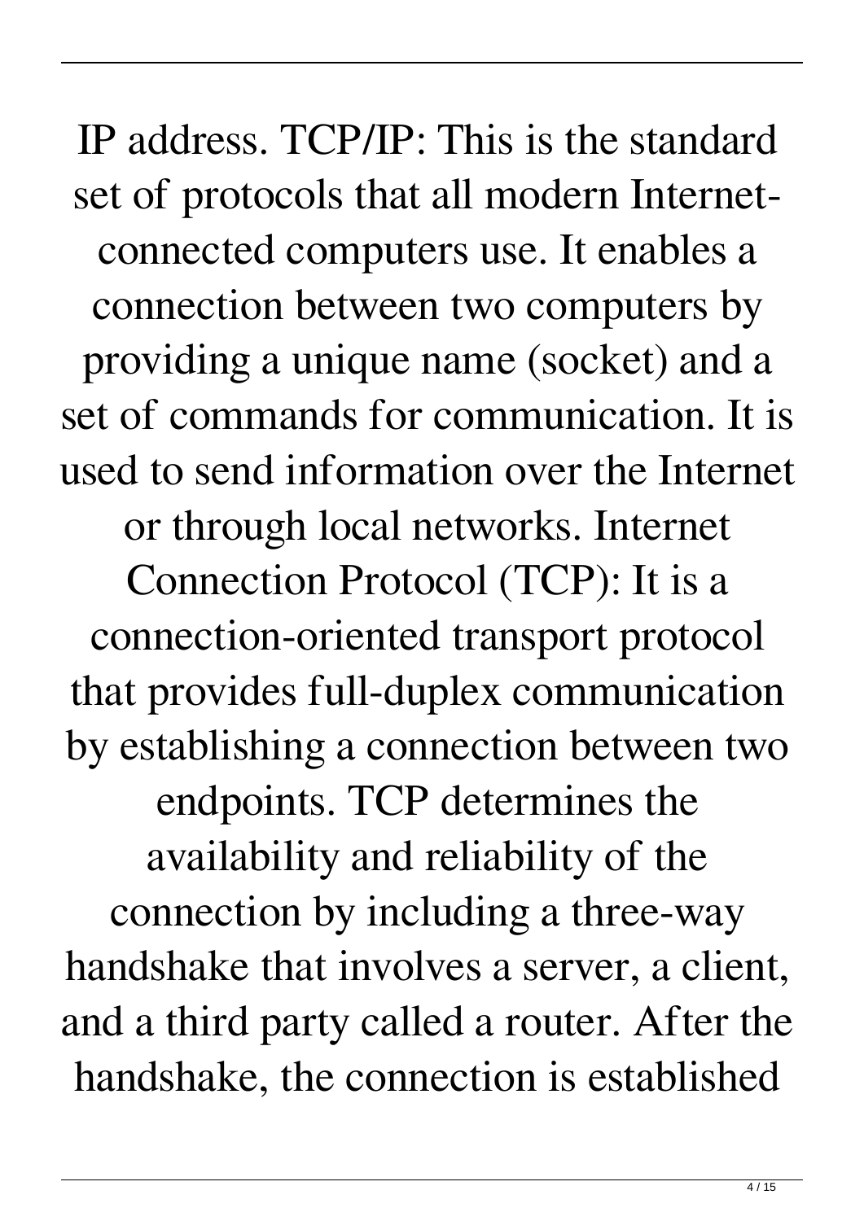IP address. TCP/IP: This is the standard set of protocols that all modern Internet-connected computers use. It enables a connection between two computers by providing a unique name (socket) and a set of commands for communication. It is used to send information over the Internet or through local networks. Internet Connection Protocol (TCP): It is a connection-oriented transport protocol that provides full-duplex communication by establishing a connection between two endpoints. TCP determines the availability and reliability of the connection by including a three-way handshake that involves a server, a client, and a third party called a router. After the handshake, the connection is established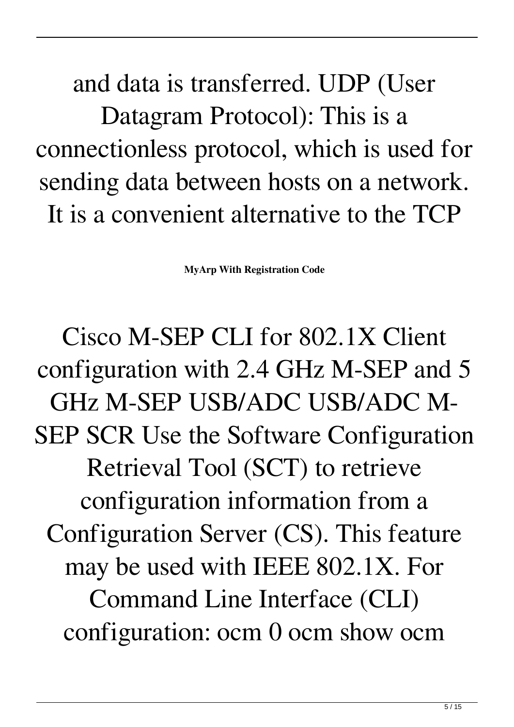and data is transferred. UDP (User Datagram Protocol): This is a connectionless protocol, which is used for sending data between hosts on a network. It is a convenient alternative to the TCP

**MyArp With Registration Code**

Cisco M-SEP CLI for 802.1X Client configuration with 2.4 GHz M-SEP and 5 GHz M-SEP USB/ADC USB/ADC M-SEP SCR Use the Software Configuration Retrieval Tool (SCT) to retrieve configuration information from a Configuration Server (CS). This feature may be used with IEEE 802.1X. For Command Line Interface (CLI) configuration: ocm 0 ocm show ocm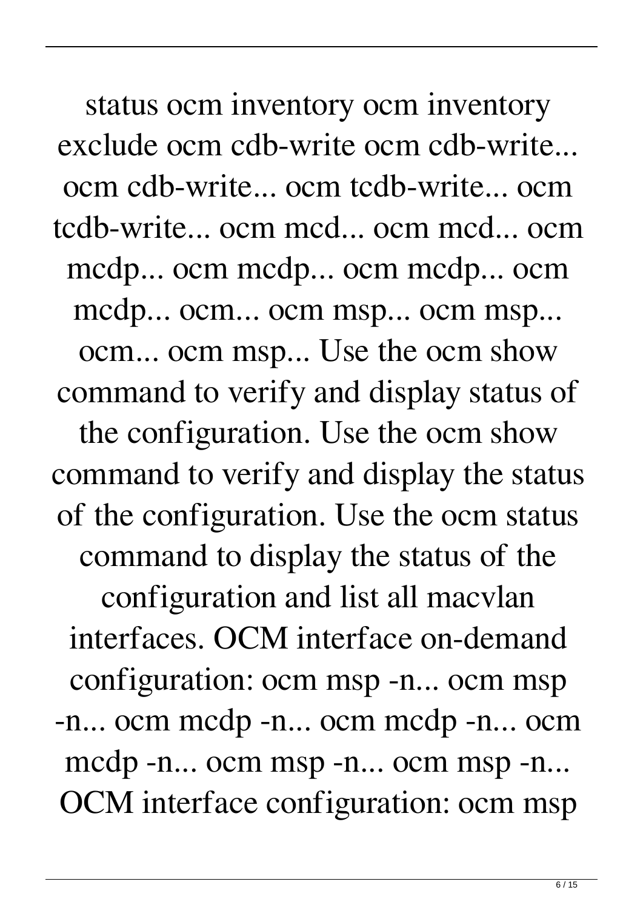status ocm inventory ocm inventory exclude ocm cdb-write ocm cdb-write... ocm cdb-write... ocm tcdb-write... ocm tcdb-write... ocm mcd... ocm mcd... ocm mcdp... ocm mcdp... ocm mcdp... ocm mcdp... ocm... ocm msp... ocm msp... ocm... ocm msp... Use the ocm show command to verify and display status of the configuration. Use the ocm show command to verify and display the status of the configuration. Use the ocm status command to display the status of the configuration and list all macvlan interfaces. OCM interface on-demand configuration: ocm msp -n... ocm msp -n... ocm mcdp -n... ocm mcdp -n... ocm mcdp -n... ocm msp -n... ocm msp -n... OCM interface configuration: ocm msp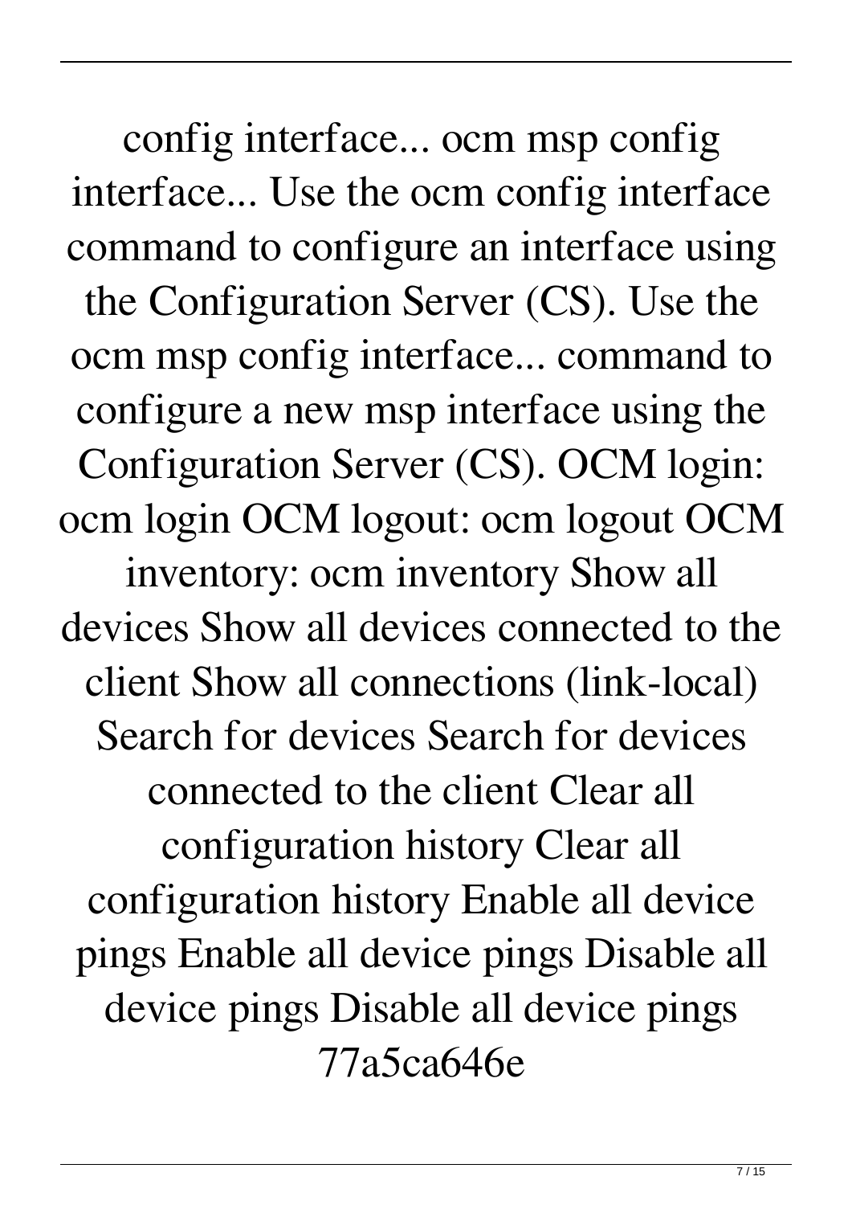config interface... ocm msp config interface... Use the ocm config interface command to configure an interface using the Configuration Server (CS). Use the ocm msp config interface... command to configure a new msp interface using the Configuration Server (CS). OCM login: ocm login OCM logout: ocm logout OCM inventory: ocm inventory Show all devices Show all devices connected to the client Show all connections (link-local) Search for devices Search for devices connected to the client Clear all configuration history Clear all configuration history Enable all device pings Enable all device pings Disable all device pings Disable all device pings 77a5ca646e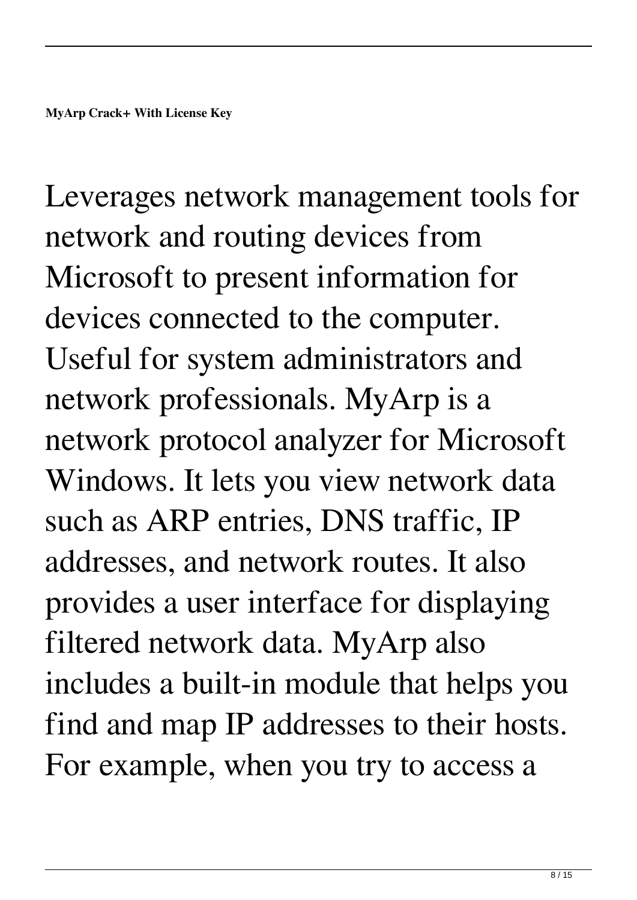**MyArp Crack+ With License Key**

Leverages network management tools for network and routing devices from Microsoft to present information for devices connected to the computer. Useful for system administrators and network professionals. MyArp is a network protocol analyzer for Microsoft Windows. It lets you view network data such as ARP entries, DNS traffic, IP addresses, and network routes. It also provides a user interface for displaying filtered network data. MyArp also includes a built-in module that helps you find and map IP addresses to their hosts. For example, when you try to access a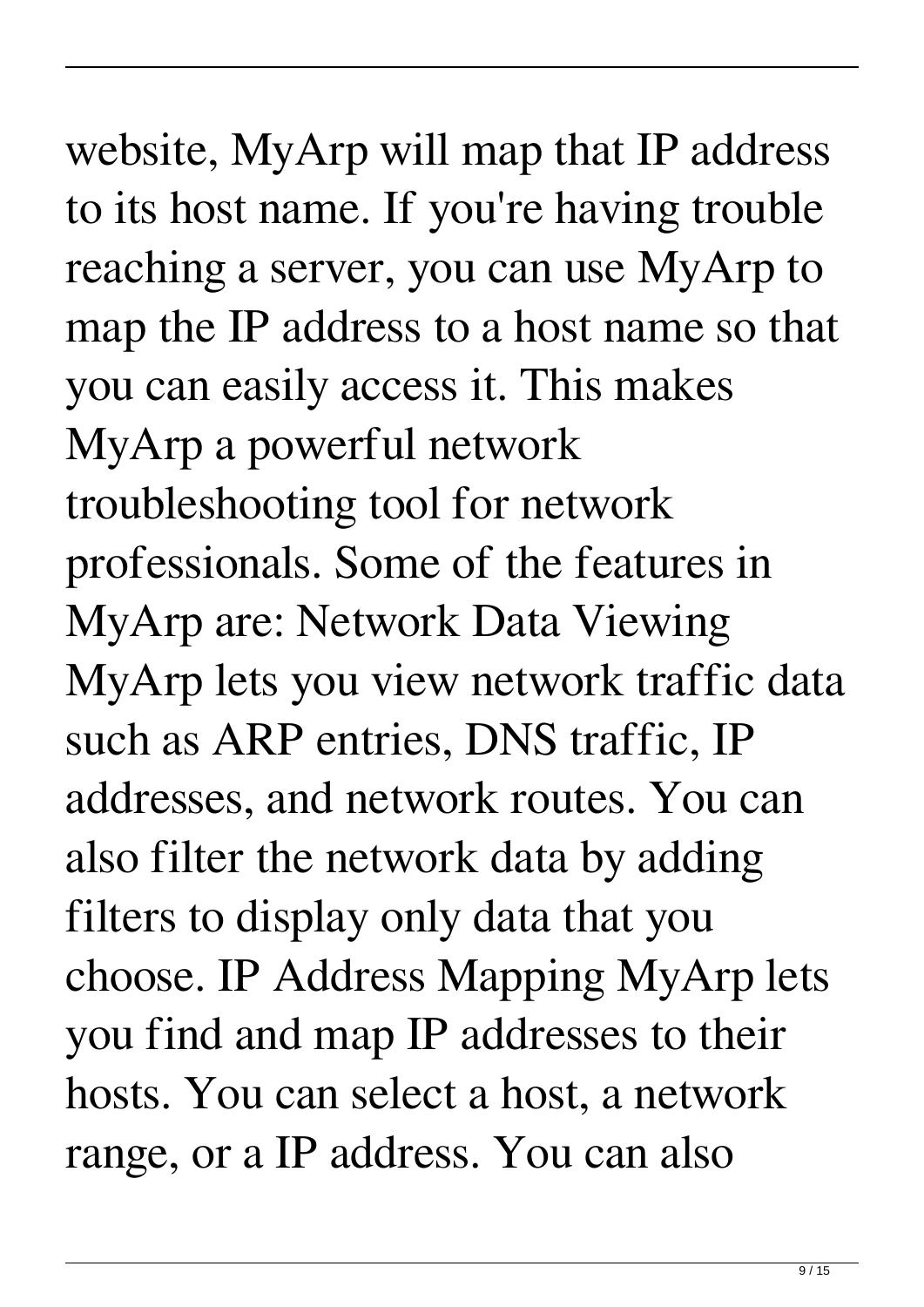website, MyArp will map that IP address to its host name. If you're having trouble reaching a server, you can use MyArp to map the IP address to a host name so that you can easily access it. This makes MyArp a powerful network troubleshooting tool for network professionals. Some of the features in MyArp are: Network Data Viewing MyArp lets you view network traffic data such as ARP entries, DNS traffic, IP addresses, and network routes. You can also filter the network data by adding filters to display only data that you choose. IP Address Mapping MyArp lets you find and map IP addresses to their hosts. You can select a host, a network range, or a IP address. You can also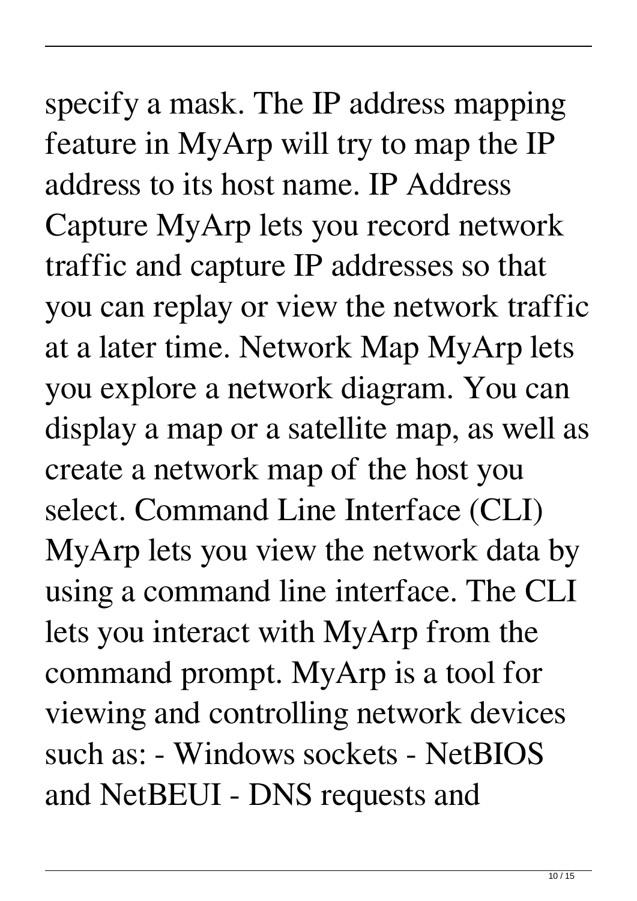specify a mask. The IP address mapping feature in MyArp will try to map the IP address to its host name. IP Address Capture MyArp lets you record network traffic and capture IP addresses so that you can replay or view the network traffic at a later time. Network Map MyArp lets you explore a network diagram. You can display a map or a satellite map, as well as create a network map of the host you select. Command Line Interface (CLI) MyArp lets you view the network data by using a command line interface. The CLI lets you interact with MyArp from the command prompt. MyArp is a tool for viewing and controlling network devices such as: - Windows sockets - NetBIOS and NetBEUI - DNS requests and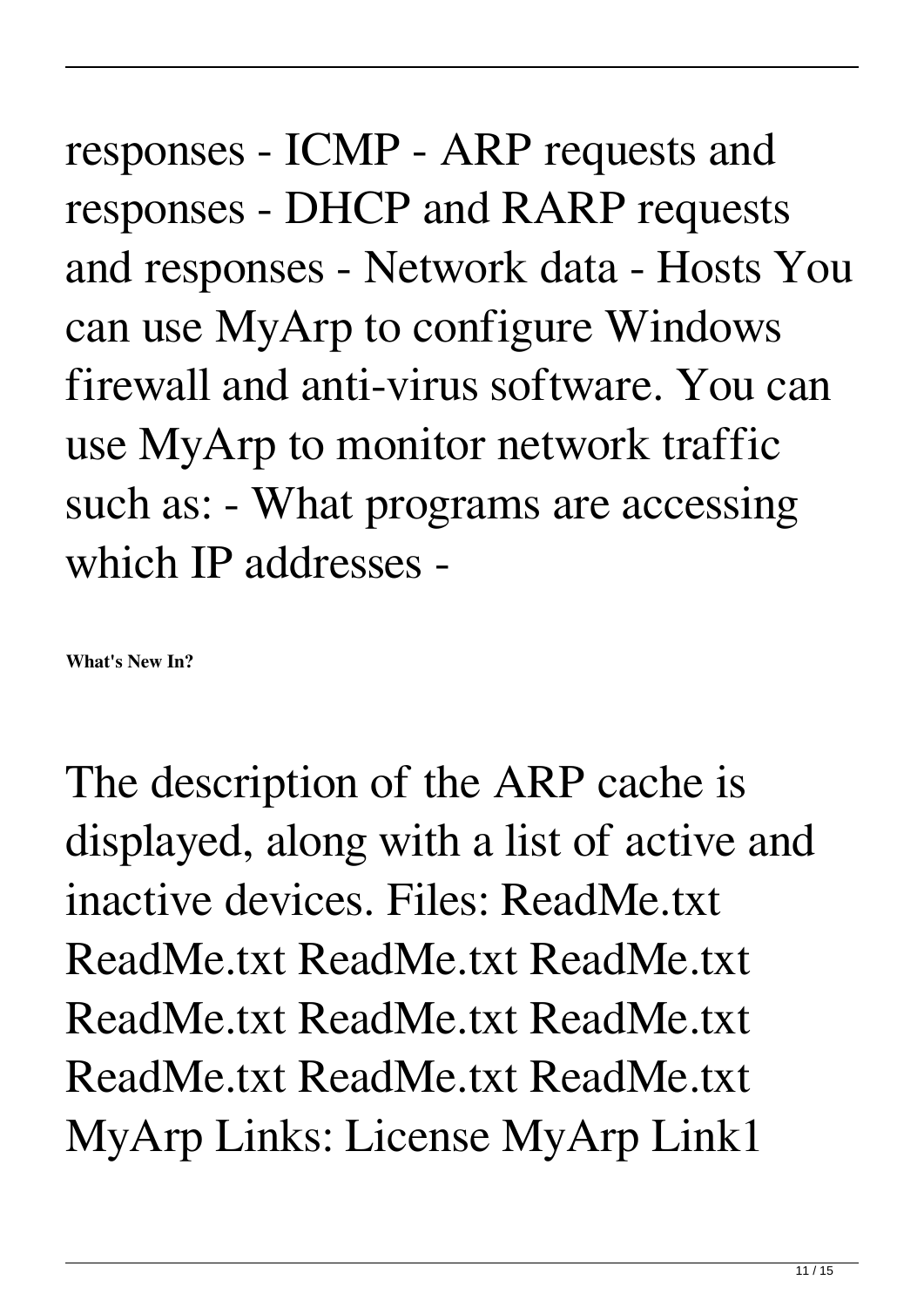responses - ICMP - ARP requests and responses - DHCP and RARP requests and responses - Network data - Hosts You can use MyArp to configure Windows firewall and anti-virus software. You can use MyArp to monitor network traffic such as: - What programs are accessing which IP addresses -

**What's New In?**

The description of the ARP cache is displayed, along with a list of active and inactive devices. Files: ReadMe.txt ReadMe.txt ReadMe.txt ReadMe.txt ReadMe.txt ReadMe.txt ReadMe.txt ReadMe.txt ReadMe.txt ReadMe.txt MyArp Links: License MyArp Link1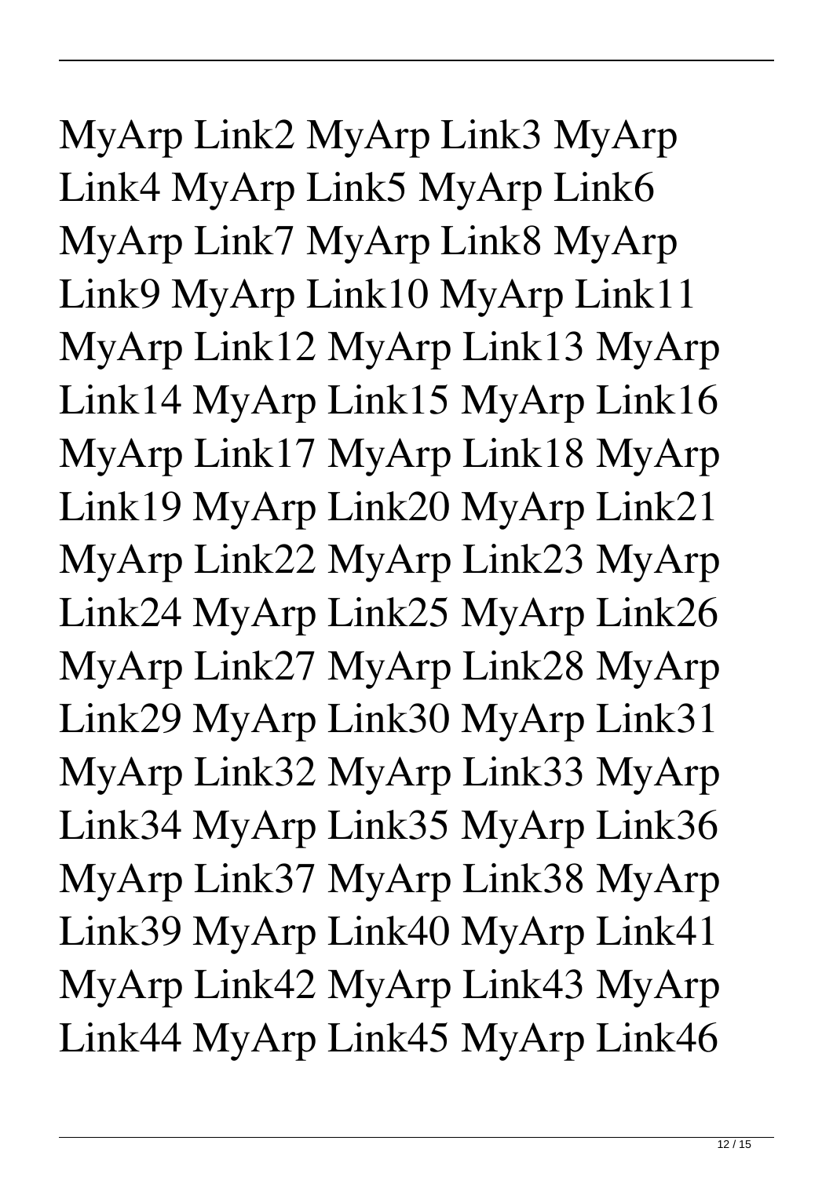MyArp Link2 MyArp Link3 MyArp Link4 MyArp Link5 MyArp Link6 MyArp Link7 MyArp Link8 MyArp Link9 MyArp Link10 MyArp Link11 MyArp Link12 MyArp Link13 MyArp Link14 MyArp Link15 MyArp Link16 MyArp Link17 MyArp Link18 MyArp Link19 MyArp Link20 MyArp Link21 MyArp Link22 MyArp Link23 MyArp Link24 MyArp Link25 MyArp Link26 MyArp Link27 MyArp Link28 MyArp Link29 MyArp Link30 MyArp Link31 MyArp Link32 MyArp Link33 MyArp Link34 MyArp Link35 MyArp Link36 MyArp Link37 MyArp Link38 MyArp Link39 MyArp Link40 MyArp Link41 MyArp Link42 MyArp Link43 MyArp Link44 MyArp Link45 MyArp Link46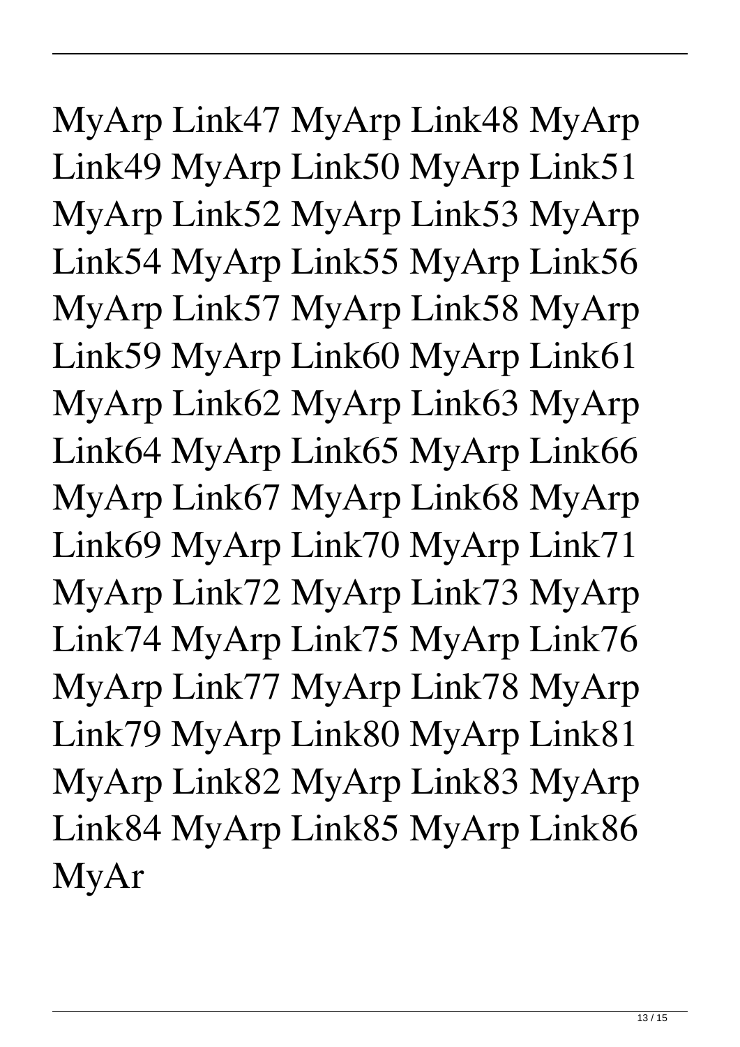MyArp Link47 MyArp Link48 MyArp Link49 MyArp Link50 MyArp Link51 MyArp Link52 MyArp Link53 MyArp Link54 MyArp Link55 MyArp Link56 MyArp Link57 MyArp Link58 MyArp Link59 MyArp Link60 MyArp Link61 MyArp Link62 MyArp Link63 MyArp Link64 MyArp Link65 MyArp Link66 MyArp Link67 MyArp Link68 MyArp Link69 MyArp Link70 MyArp Link71 MyArp Link72 MyArp Link73 MyArp Link74 MyArp Link75 MyArp Link76 MyArp Link77 MyArp Link78 MyArp Link79 MyArp Link80 MyArp Link81 MyArp Link82 MyArp Link83 MyArp Link84 MyArp Link85 MyArp Link86 MyAr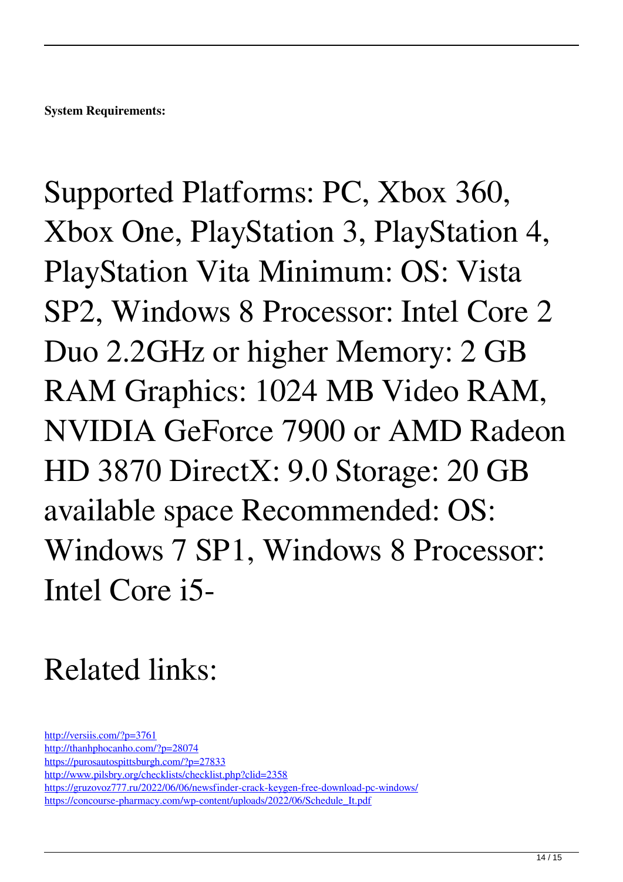**System Requirements:**

# Supported Platforms: PC, Xbox 360, Xbox One, PlayStation 3, PlayStation 4, PlayStation Vita Minimum: OS: Vista SP2, Windows 8 Processor: Intel Core 2 Duo 2.2GHz or higher Memory: 2 GB RAM Graphics: 1024 MB Video RAM, NVIDIA GeForce 7900 or AMD Radeon HD 3870 DirectX: 9.0 Storage: 20 GB available space Recommended: OS: Windows 7 SP1, Windows 8 Processor: Intel Core i5-

# Related links:

http://versiis.com/?p=3761
http://thanhphocanho.com/?p=28074
https://purosautospittsburgh.com/?p=27833
http://www.pilsbry.org/checklists/checklist.php?clid=2358
https://gruzovoz777.ru/2022/06/06/newsfinder-crack-keygen-free-download-pc-windows/
https://concourse-pharmacy.com/wp-content/uploads/2022/06/Schedule_It.pdf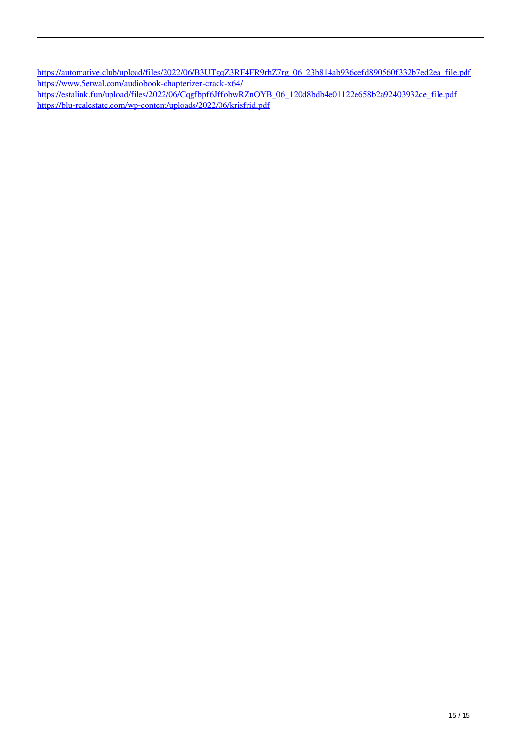https://automative.club/upload/files/2022/06/B3UTgqZ3RF4FR9rhZ7rg_06_23b814ab936cefd890560f332b7ed2ea_file.pdf
https://www.5etwal.com/audiobook-chapterizer-crack-x64/
https://estalink.fun/upload/files/2022/06/CqgfbpfJffobwRZnOYB_06_120d8bdb4e01122e658b2a92403932ce_file.pdf
https://blu-realestate.com/wp-content/uploads/2022/06/krisfrid.pdf